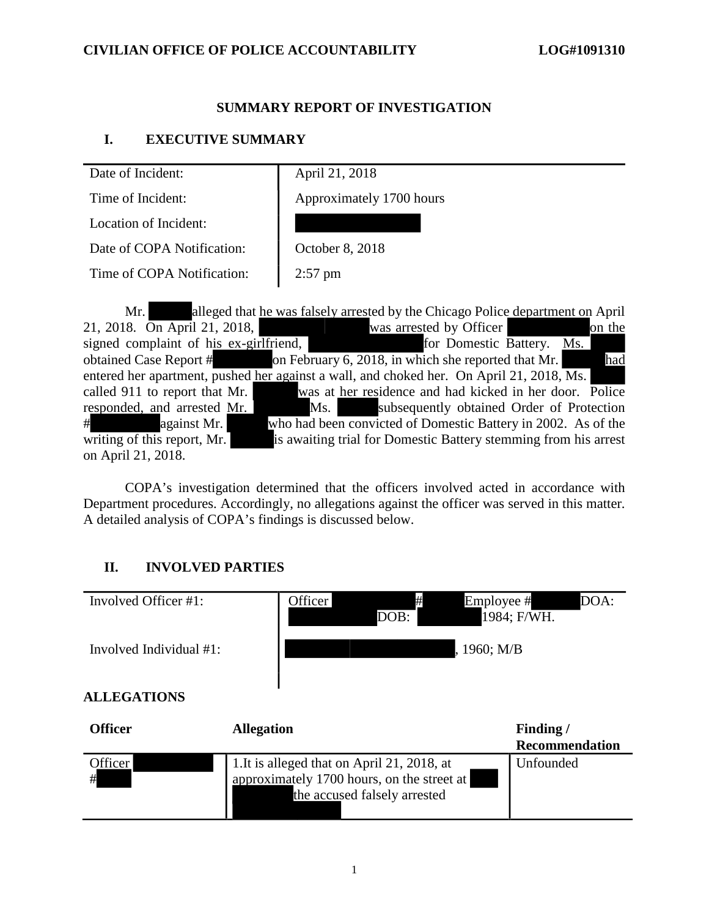**CIVILIAN OFFICE OF POLICE ACCOUNTABILITY** **LOG#1091310**

## SUMMARY REPORT OF INVESTIGATION

### I. EXECUTIVE SUMMARY

| | |
|---|---|
| Date of Incident: | April 21, 2018 |
| Time of Incident: | Approximately 1700 hours |
| Location of Incident: | |
| Date of COPA Notification: | October 8, 2018 |
| Time of COPA Notification: | 2:57 pm |

Mr. alleged that he was falsely arrested by the Chicago Police department on April 21, 2018. On April 21, 2018, was arrested by Officer on the signed complaint of his ex-girlfriend, for Domestic Battery. Ms. obtained Case Report # on February 6, 2018, in which she reported that Mr. had entered her apartment, pushed her against a wall, and choked her. On April 21, 2018, Ms. called 911 to report that Mr. was at her residence and had kicked in her door. Police responded, and arrested Mr. Ms. subsequently obtained Order of Protection # against Mr. who had been convicted of Domestic Battery in 2002. As of the writing of this report, Mr. is awaiting trial for Domestic Battery stemming from his arrest on April 21, 2018.

COPA's investigation determined that the officers involved acted in accordance with Department procedures. Accordingly, no allegations against the officer was served in this matter. A detailed analysis of COPA's findings is discussed below.

### II. INVOLVED PARTIES

| | |
|---|---|
| Involved Officer #1: | Officer # Employee # DOA: DOB: 1984; F/WH. |
| Involved Individual #1: | , 1960; M/B |

### ALLEGATIONS

| Officer | Allegation | Finding / Recommendation |
|---|---|---|
| Officer # | 1.It is alleged that on April 21, 2018, at approximately 1700 hours, on the street at the accused falsely arrested | Unfounded |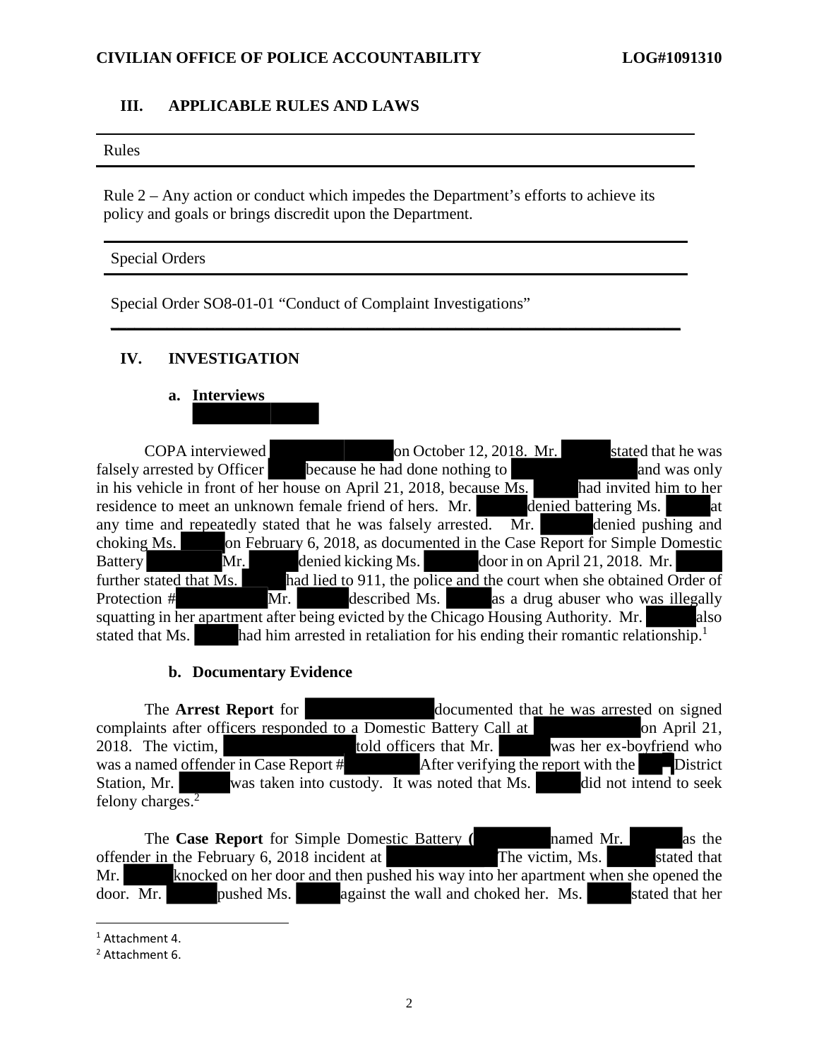## III. APPLICABLE RULES AND LAWS

**Rules**

Rule 2 – Any action or conduct which impedes the Department's efforts to achieve its policy and goals or brings discredit upon the Department.

**Special Orders**

Special Order SO8-01-01 "Conduct of Complaint Investigations"

## IV. INVESTIGATION

### a. Interviews

COPA interviewed on October 12, 2018. Mr. stated that he was falsely arrested by Officer because he had done nothing to and was only in his vehicle in front of her house on April 21, 2018, because Ms. had invited him to her residence to meet an unknown female friend of hers. Mr. denied battering Ms. at any time and repeatedly stated that he was falsely arrested. Mr. denied pushing and choking Ms. on February 6, 2018, as documented in the Case Report for Simple Domestic Battery Mr. denied kicking Ms. door in on April 21, 2018. Mr. further stated that Ms. had lied to 911, the police and the court when she obtained Order of Protection # Mr. described Ms. as a drug abuser who was illegally squatting in her apartment after being evicted by the Chicago Housing Authority. Mr. also stated that Ms. had him arrested in retaliation for his ending their romantic relationship.[1]

### b. Documentary Evidence

The **Arrest Report** for documented that he was arrested on signed complaints after officers responded to a Domestic Battery Call at on April 21, 2018. The victim, told officers that Mr. was her ex-boyfriend who was a named offender in Case Report # After verifying the report with the District Station, Mr. was taken into custody. It was noted that Ms. did not intend to seek felony charges.[2]

The **Case Report** for Simple Domestic Battery ( named Mr. as the offender in the February 6, 2018 incident at The victim, Ms. stated that Mr. knocked on her door and then pushed his way into her apartment when she opened the door. Mr. pushed Ms. against the wall and choked her. Ms. stated that her

[1] Attachment 4.

[2] Attachment 6.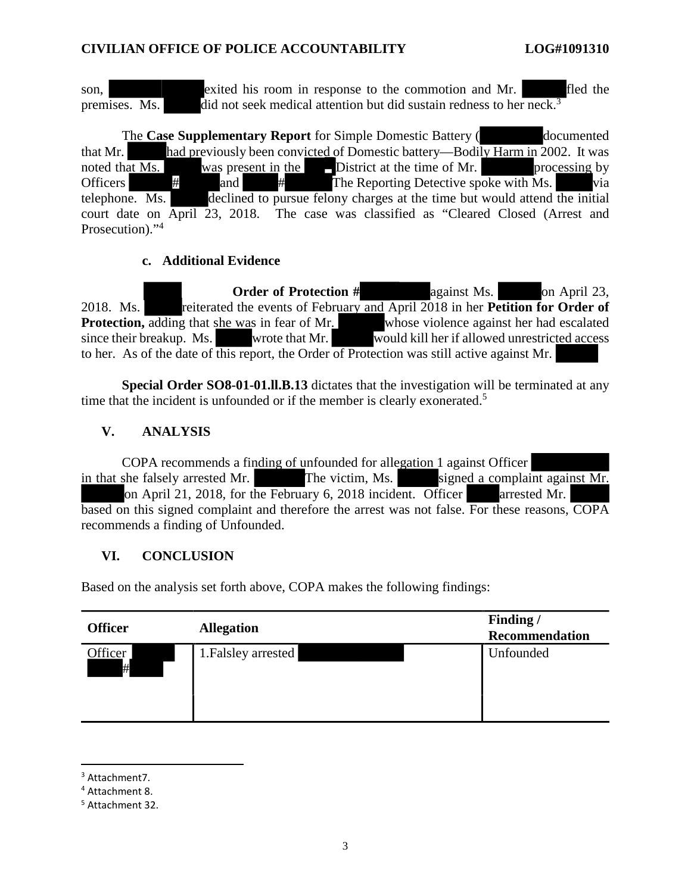son, exited his room in response to the commotion and Mr. fled the premises. Ms. did not seek medical attention but did sustain redness to her neck.[3]

The **Case Supplementary Report** for Simple Domestic Battery ( documented that Mr. had previously been convicted of Domestic battery—Bodily Harm in 2002. It was noted that Ms. was present in the District at the time of Mr. processing by Officers # and # The Reporting Detective spoke with Ms. via telephone. Ms. declined to pursue felony charges at the time but would attend the initial court date on April 23, 2018. The case was classified as "Cleared Closed (Arrest and Prosecution)."[4]

### c. Additional Evidence

**Order of Protection #** against Ms. on April 23, 2018. Ms. reiterated the events of February and April 2018 in her **Petition for Order of Protection,** adding that she was in fear of Mr. whose violence against her had escalated since their breakup. Ms. wrote that Mr. would kill her if allowed unrestricted access to her. As of the date of this report, the Order of Protection was still active against Mr.

**Special Order SO8-01-01.ll.B.13** dictates that the investigation will be terminated at any time that the incident is unfounded or if the member is clearly exonerated.[5]

## V. ANALYSIS

COPA recommends a finding of unfounded for allegation 1 against Officer in that she falsely arrested Mr. The victim, Ms. signed a complaint against Mr. on April 21, 2018, for the February 6, 2018 incident. Officer arrested Mr. based on this signed complaint and therefore the arrest was not false. For these reasons, COPA recommends a finding of Unfounded.

## VI. CONCLUSION

Based on the analysis set forth above, COPA makes the following findings:

| Officer | Allegation | Finding / Recommendation |
|---|---|---|
| Officer # | 1.Falsley arrested | Unfounded |

[3] Attachment7.

[4] Attachment 8.

[5] Attachment 32.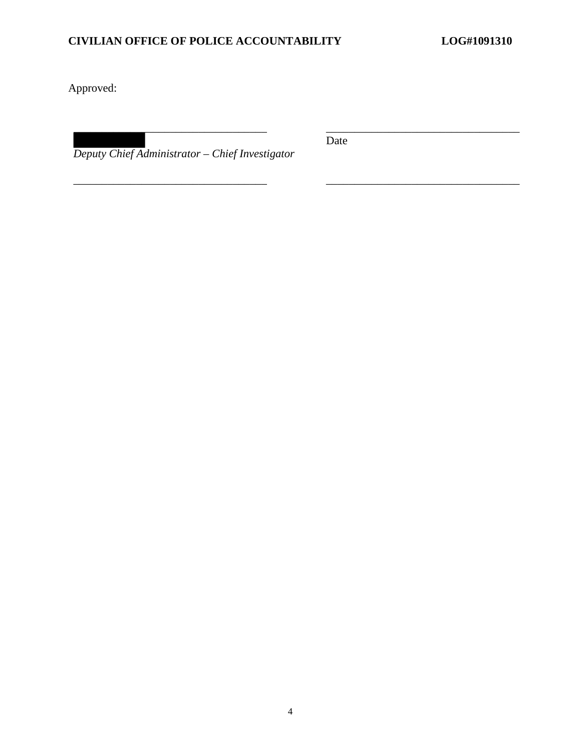Approved:

\_\_\_\_\_\_\_\_\_\_\_\_\_\_\_\_\_\_\_\_\_\_\_\_\_\_\_\_\_\_\_\_\_\_ \_\_\_\_\_\_\_\_\_\_\_\_\_\_\_\_\_\_\_\_\_\_\_\_\_\_\_\_\_\_\_\_\_\_

*Deputy Chief Administrator – Chief Investigator* Date

\_\_\_\_\_\_\_\_\_\_\_\_\_\_\_\_\_\_\_\_\_\_\_\_\_\_\_\_\_\_\_\_\_\_ \_\_\_\_\_\_\_\_\_\_\_\_\_\_\_\_\_\_\_\_\_\_\_\_\_\_\_\_\_\_\_\_\_\_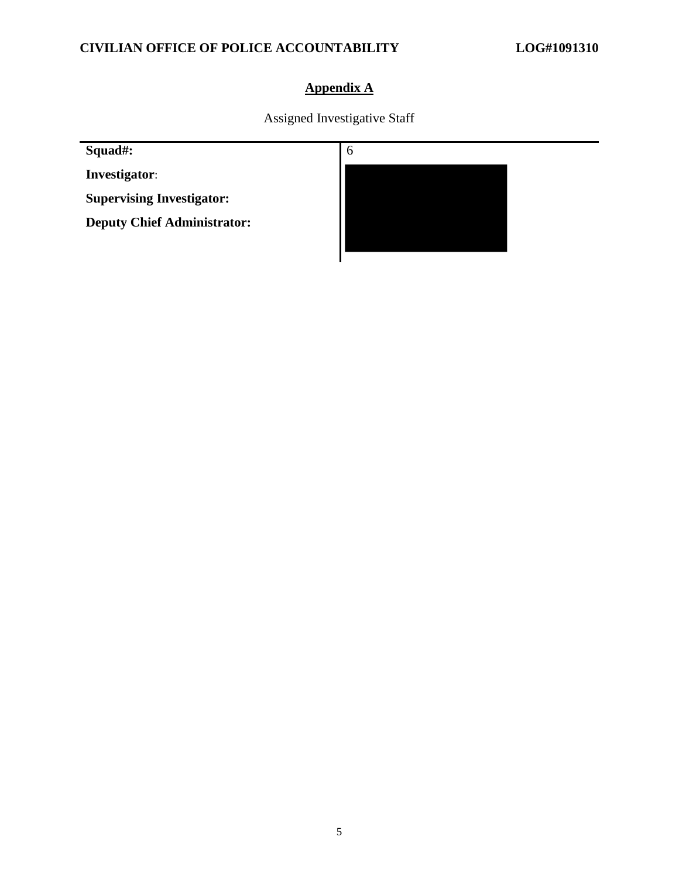## Appendix A

Assigned Investigative Staff

| | |
|---|---|
| **Squad#:** | 6 |
| **Investigator**: | |
| **Supervising Investigator:** | |
| **Deputy Chief Administrator:** | |